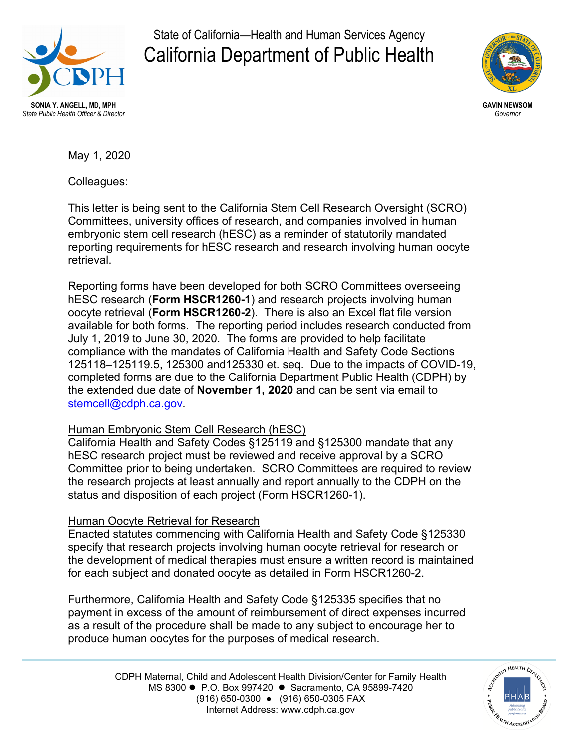State of California—Health and Human Services Agency

# California Department of Public Health

**SONIA Y. ANGELL, MD, MPH**
*State Public Health Officer & Director*

**GAVIN NEWSOM**
*Governor*

May 1, 2020

Colleagues:

This letter is being sent to the California Stem Cell Research Oversight (SCRO) Committees, university offices of research, and companies involved in human embryonic stem cell research (hESC) as a reminder of statutorily mandated reporting requirements for hESC research and research involving human oocyte retrieval.

Reporting forms have been developed for both SCRO Committees overseeing hESC research (**Form HSCR1260-1**) and research projects involving human oocyte retrieval (**Form HSCR1260-2**). There is also an Excel flat file version available for both forms. The reporting period includes research conducted from July 1, 2019 to June 30, 2020. The forms are provided to help facilitate compliance with the mandates of California Health and Safety Code Sections 125118–125119.5, 125300 and125330 et. seq. Due to the impacts of COVID-19, completed forms are due to the California Department Public Health (CDPH) by the extended due date of **November 1, 2020** and can be sent via email to stemcell@cdph.ca.gov.

Human Embryonic Stem Cell Research (hESC)

California Health and Safety Codes §125119 and §125300 mandate that any hESC research project must be reviewed and receive approval by a SCRO Committee prior to being undertaken. SCRO Committees are required to review the research projects at least annually and report annually to the CDPH on the status and disposition of each project (Form HSCR1260-1).

Human Oocyte Retrieval for Research

Enacted statutes commencing with California Health and Safety Code §125330 specify that research projects involving human oocyte retrieval for research or the development of medical therapies must ensure a written record is maintained for each subject and donated oocyte as detailed in Form HSCR1260-2.

Furthermore, California Health and Safety Code §125335 specifies that no payment in excess of the amount of reimbursement of direct expenses incurred as a result of the procedure shall be made to any subject to encourage her to produce human oocytes for the purposes of medical research.

CDPH Maternal, Child and Adolescent Health Division/Center for Family Health
MS 8300 ● P.O. Box 997420 ● Sacramento, CA 95899-7420
(916) 650-0300 ● (916) 650-0305 FAX
Internet Address: www.cdph.ca.gov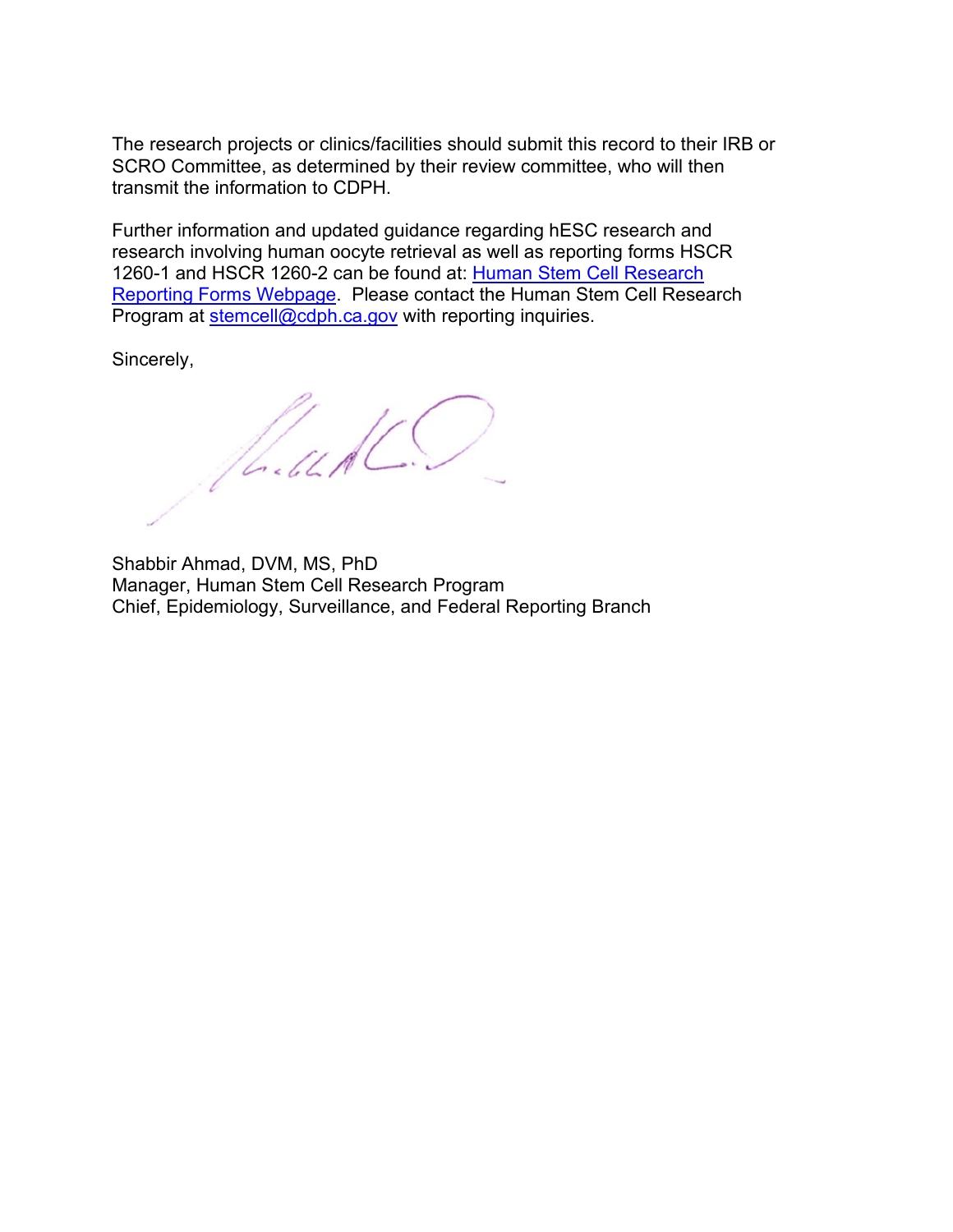The research projects or clinics/facilities should submit this record to their IRB or SCRO Committee, as determined by their review committee, who will then transmit the information to CDPH.

Further information and updated guidance regarding hESC research and research involving human oocyte retrieval as well as reporting forms HSCR 1260-1 and HSCR 1260-2 can be found at: [Human Stem Cell Research Reporting Forms Webpage](). Please contact the Human Stem Cell Research Program at [stemcell@cdph.ca.gov](mailto:stemcell@cdph.ca.gov) with reporting inquiries.

Sincerely,

Shabbir Ahmad, DVM, MS, PhD
Manager, Human Stem Cell Research Program
Chief, Epidemiology, Surveillance, and Federal Reporting Branch